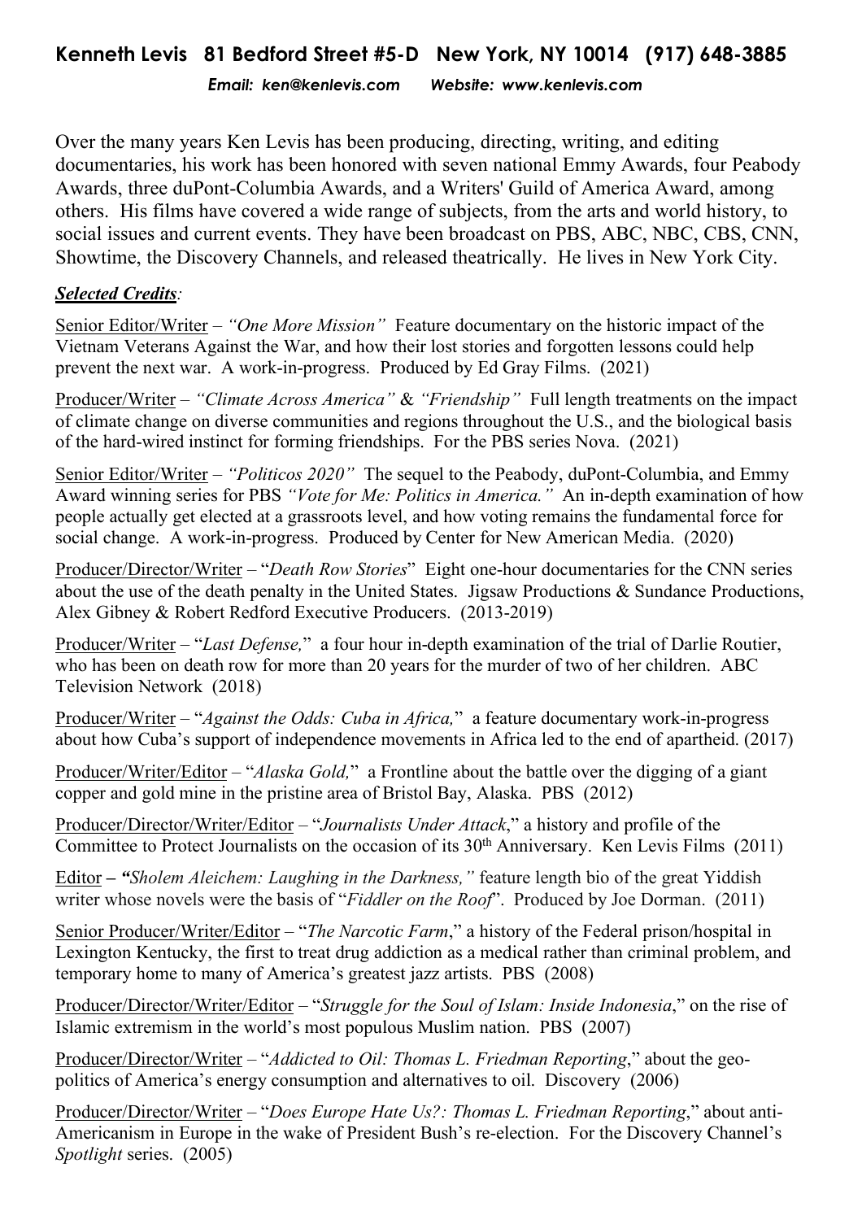# Kenneth Levis 81 Bedford Street #5-D New York, NY 10014 (917) 648-3885

*Email: ken@kenlevis.com Website: www.kenlevis.com*

Over the many years Ken Levis has been producing, directing, writing, and editing documentaries, his work has been honored with seven national Emmy Awards, four Peabody Awards, three duPont-Columbia Awards, and a Writers' Guild of America Award, among others. His films have covered a wide range of subjects, from the arts and world history, to social issues and current events. They have been broadcast on PBS, ABC, NBC, CBS, CNN, Showtime, the Discovery Channels, and released theatrically. He lives in New York City.

***Selected Credits***:

Senior Editor/Writer – *"One More Mission"* Feature documentary on the historic impact of the Vietnam Veterans Against the War, and how their lost stories and forgotten lessons could help prevent the next war. A work-in-progress. Produced by Ed Gray Films. (2021)

Producer/Writer – *"Climate Across America"* & *"Friendship"* Full length treatments on the impact of climate change on diverse communities and regions throughout the U.S., and the biological basis of the hard-wired instinct for forming friendships. For the PBS series Nova. (2021)

Senior Editor/Writer – *"Politicos 2020"* The sequel to the Peabody, duPont-Columbia, and Emmy Award winning series for PBS *"Vote for Me: Politics in America."* An in-depth examination of how people actually get elected at a grassroots level, and how voting remains the fundamental force for social change. A work-in-progress. Produced by Center for New American Media. (2020)

Producer/Director/Writer – "*Death Row Stories*" Eight one-hour documentaries for the CNN series about the use of the death penalty in the United States. Jigsaw Productions & Sundance Productions, Alex Gibney & Robert Redford Executive Producers. (2013-2019)

Producer/Writer – "*Last Defense,*" a four hour in-depth examination of the trial of Darlie Routier, who has been on death row for more than 20 years for the murder of two of her children. ABC Television Network (2018)

Producer/Writer – "*Against the Odds: Cuba in Africa,*" a feature documentary work-in-progress about how Cuba's support of independence movements in Africa led to the end of apartheid. (2017)

Producer/Writer/Editor – "*Alaska Gold,*" a Frontline about the battle over the digging of a giant copper and gold mine in the pristine area of Bristol Bay, Alaska. PBS (2012)

Producer/Director/Writer/Editor – "*Journalists Under Attack*," a history and profile of the Committee to Protect Journalists on the occasion of its 30th Anniversary. Ken Levis Films (2011)

Editor – ***"****Sholem Aleichem: Laughing in the Darkness,"* feature length bio of the great Yiddish writer whose novels were the basis of "*Fiddler on the Roof*". Produced by Joe Dorman. (2011)

Senior Producer/Writer/Editor – "*The Narcotic Farm*," a history of the Federal prison/hospital in Lexington Kentucky, the first to treat drug addiction as a medical rather than criminal problem, and temporary home to many of America's greatest jazz artists. PBS (2008)

Producer/Director/Writer/Editor – "*Struggle for the Soul of Islam: Inside Indonesia*," on the rise of Islamic extremism in the world's most populous Muslim nation. PBS (2007)

Producer/Director/Writer – "*Addicted to Oil: Thomas L. Friedman Reporting*," about the geo-politics of America's energy consumption and alternatives to oil. Discovery (2006)

Producer/Director/Writer – "*Does Europe Hate Us?: Thomas L. Friedman Reporting*," about anti-Americanism in Europe in the wake of President Bush's re-election. For the Discovery Channel's *Spotlight* series. (2005)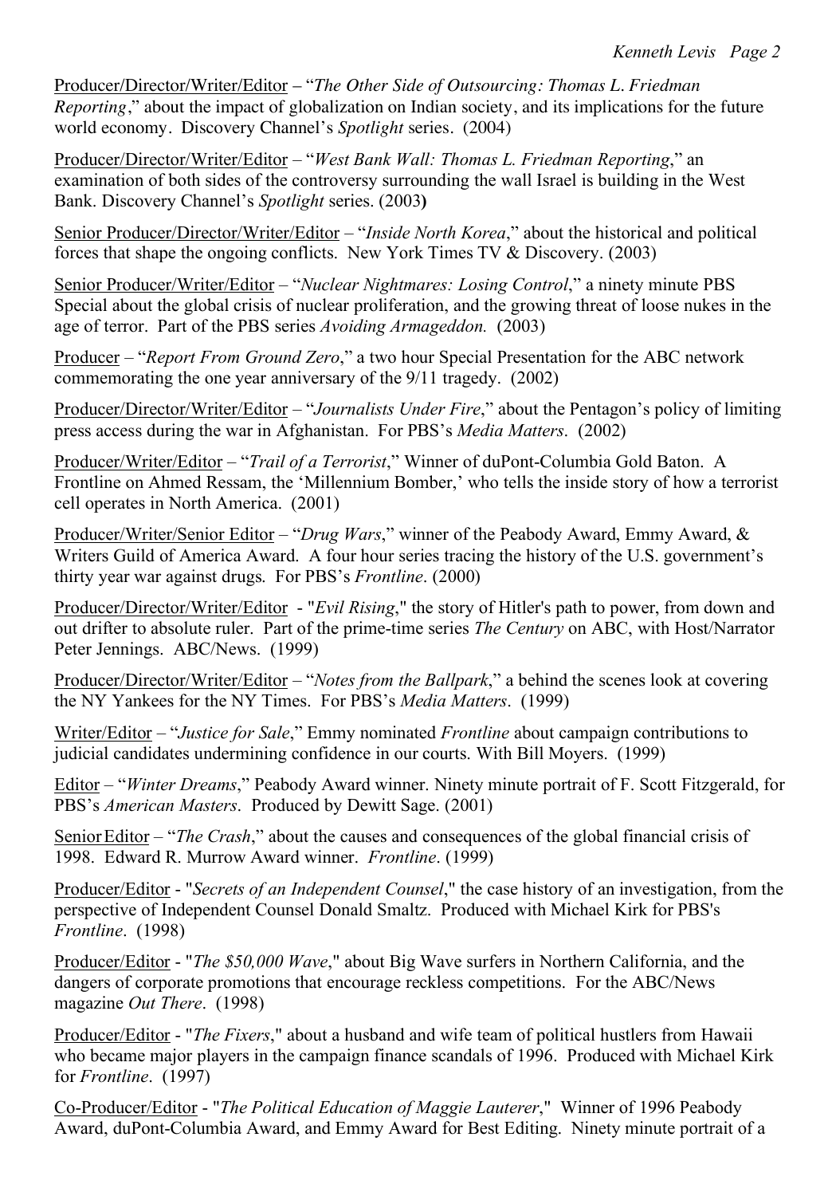<u>Producer/Director/Writer/Editor</u> – "*The Other Side of Outsourcing: Thomas L. Friedman Reporting*," about the impact of globalization on Indian society, and its implications for the future world economy. Discovery Channel's *Spotlight* series. (2004)

<u>Producer/Director/Writer/Editor</u> – "*West Bank Wall: Thomas L. Friedman Reporting*," an examination of both sides of the controversy surrounding the wall Israel is building in the West Bank. Discovery Channel's *Spotlight* series. (2003**)**

<u>Senior Producer/Director/Writer/Editor</u> – "*Inside North Korea*," about the historical and political forces that shape the ongoing conflicts. New York Times TV & Discovery. (2003)

<u>Senior Producer/Writer/Editor</u> – "*Nuclear Nightmares: Losing Control*," a ninety minute PBS Special about the global crisis of nuclear proliferation, and the growing threat of loose nukes in the age of terror. Part of the PBS series *Avoiding Armageddon.* (2003)

<u>Producer</u> – "*Report From Ground Zero*," a two hour Special Presentation for the ABC network commemorating the one year anniversary of the 9/11 tragedy. (2002)

<u>Producer/Director/Writer/Editor</u> – "*Journalists Under Fire*," about the Pentagon's policy of limiting press access during the war in Afghanistan. For PBS's *Media Matters*. (2002)

<u>Producer/Writer/Editor</u> – "*Trail of a Terrorist*," Winner of duPont-Columbia Gold Baton. A Frontline on Ahmed Ressam, the 'Millennium Bomber,' who tells the inside story of how a terrorist cell operates in North America. (2001)

<u>Producer/Writer/Senior Editor</u> – "*Drug Wars*," winner of the Peabody Award, Emmy Award, & Writers Guild of America Award. A four hour series tracing the history of the U.S. government's thirty year war against drugs. For PBS's *Frontline*. (2000)

<u>Producer/Director/Writer/Editor</u> - "*Evil Rising*," the story of Hitler's path to power, from down and out drifter to absolute ruler. Part of the prime-time series *The Century* on ABC, with Host/Narrator Peter Jennings. ABC/News. (1999)

<u>Producer/Director/Writer/Editor</u> – "*Notes from the Ballpark*," a behind the scenes look at covering the NY Yankees for the NY Times. For PBS's *Media Matters*. (1999)

<u>Writer/Editor</u> – "*Justice for Sale*," Emmy nominated *Frontline* about campaign contributions to judicial candidates undermining confidence in our courts. With Bill Moyers. (1999)

<u>Editor</u> – "*Winter Dreams*," Peabody Award winner. Ninety minute portrait of F. Scott Fitzgerald, for PBS's *American Masters*. Produced by Dewitt Sage. (2001)

<u>Senior Editor</u> – "*The Crash*," about the causes and consequences of the global financial crisis of 1998. Edward R. Murrow Award winner. *Frontline*. (1999)

<u>Producer/Editor</u> - "*Secrets of an Independent Counsel*," the case history of an investigation, from the perspective of Independent Counsel Donald Smaltz. Produced with Michael Kirk for PBS's *Frontline*. (1998)

<u>Producer/Editor</u> - "*The $50,000 Wave*," about Big Wave surfers in Northern California, and the dangers of corporate promotions that encourage reckless competitions. For the ABC/News magazine *Out There*. (1998)

<u>Producer/Editor</u> - "*The Fixers*," about a husband and wife team of political hustlers from Hawaii who became major players in the campaign finance scandals of 1996. Produced with Michael Kirk for *Frontline*. (1997)

<u>Co-Producer/Editor</u> - "*The Political Education of Maggie Lauterer*," Winner of 1996 Peabody Award, duPont-Columbia Award, and Emmy Award for Best Editing. Ninety minute portrait of a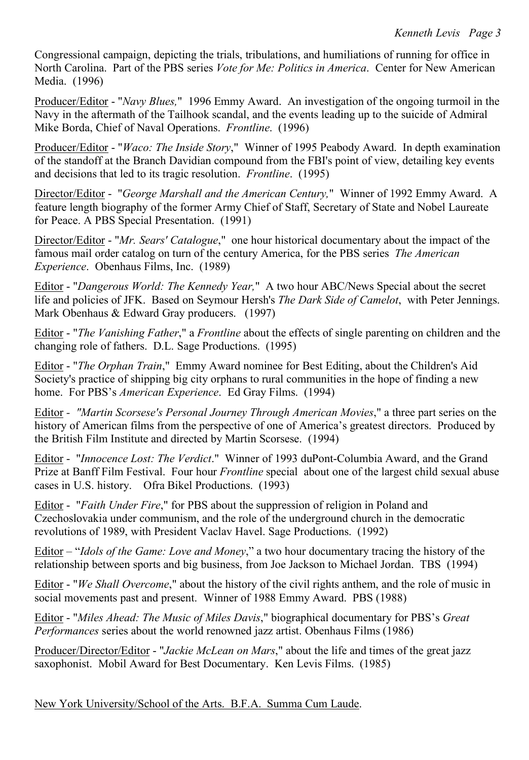Congressional campaign, depicting the trials, tribulations, and humiliations of running for office in North Carolina. Part of the PBS series *Vote for Me: Politics in America*. Center for New American Media. (1996)

Producer/Editor - "*Navy Blues,*" 1996 Emmy Award. An investigation of the ongoing turmoil in the Navy in the aftermath of the Tailhook scandal, and the events leading up to the suicide of Admiral Mike Borda, Chief of Naval Operations. *Frontline*. (1996)

Producer/Editor - "*Waco: The Inside Story*," Winner of 1995 Peabody Award. In depth examination of the standoff at the Branch Davidian compound from the FBI's point of view, detailing key events and decisions that led to its tragic resolution. *Frontline*. (1995)

Director/Editor - "*George Marshall and the American Century,*" Winner of 1992 Emmy Award. A feature length biography of the former Army Chief of Staff, Secretary of State and Nobel Laureate for Peace. A PBS Special Presentation. (1991)

Director/Editor - "*Mr. Sears' Catalogue*," one hour historical documentary about the impact of the famous mail order catalog on turn of the century America, for the PBS series *The American Experience*. Obenhaus Films, Inc. (1989)

Editor - "*Dangerous World: The Kennedy Year,*" A two hour ABC/News Special about the secret life and policies of JFK. Based on Seymour Hersh's *The Dark Side of Camelot*, with Peter Jennings. Mark Obenhaus & Edward Gray producers. (1997)

Editor - "*The Vanishing Father*," a *Frontline* about the effects of single parenting on children and the changing role of fathers. D.L. Sage Productions. (1995)

Editor - "*The Orphan Train*," Emmy Award nominee for Best Editing, about the Children's Aid Society's practice of shipping big city orphans to rural communities in the hope of finding a new home. For PBS's *American Experience*. Ed Gray Films. (1994)

Editor - *"Martin Scorsese's Personal Journey Through American Movies*," a three part series on the history of American films from the perspective of one of America's greatest directors. Produced by the British Film Institute and directed by Martin Scorsese. (1994)

Editor - "*Innocence Lost: The Verdict*." Winner of 1993 duPont-Columbia Award, and the Grand Prize at Banff Film Festival. Four hour *Frontline* special about one of the largest child sexual abuse cases in U.S. history. Ofra Bikel Productions. (1993)

Editor - "*Faith Under Fire*," for PBS about the suppression of religion in Poland and Czechoslovakia under communism, and the role of the underground church in the democratic revolutions of 1989, with President Vaclav Havel. Sage Productions. (1992)

Editor – "*Idols of the Game: Love and Money*," a two hour documentary tracing the history of the relationship between sports and big business, from Joe Jackson to Michael Jordan. TBS (1994)

Editor - "*We Shall Overcome*," about the history of the civil rights anthem, and the role of music in social movements past and present. Winner of 1988 Emmy Award. PBS (1988)

Editor - "*Miles Ahead: The Music of Miles Davis*," biographical documentary for PBS's *Great Performances* series about the world renowned jazz artist. Obenhaus Films (1986)

Producer/Director/Editor - "*Jackie McLean on Mars*," about the life and times of the great jazz saxophonist. Mobil Award for Best Documentary. Ken Levis Films. (1985)

New York University/School of the Arts. B.F.A. Summa Cum Laude.